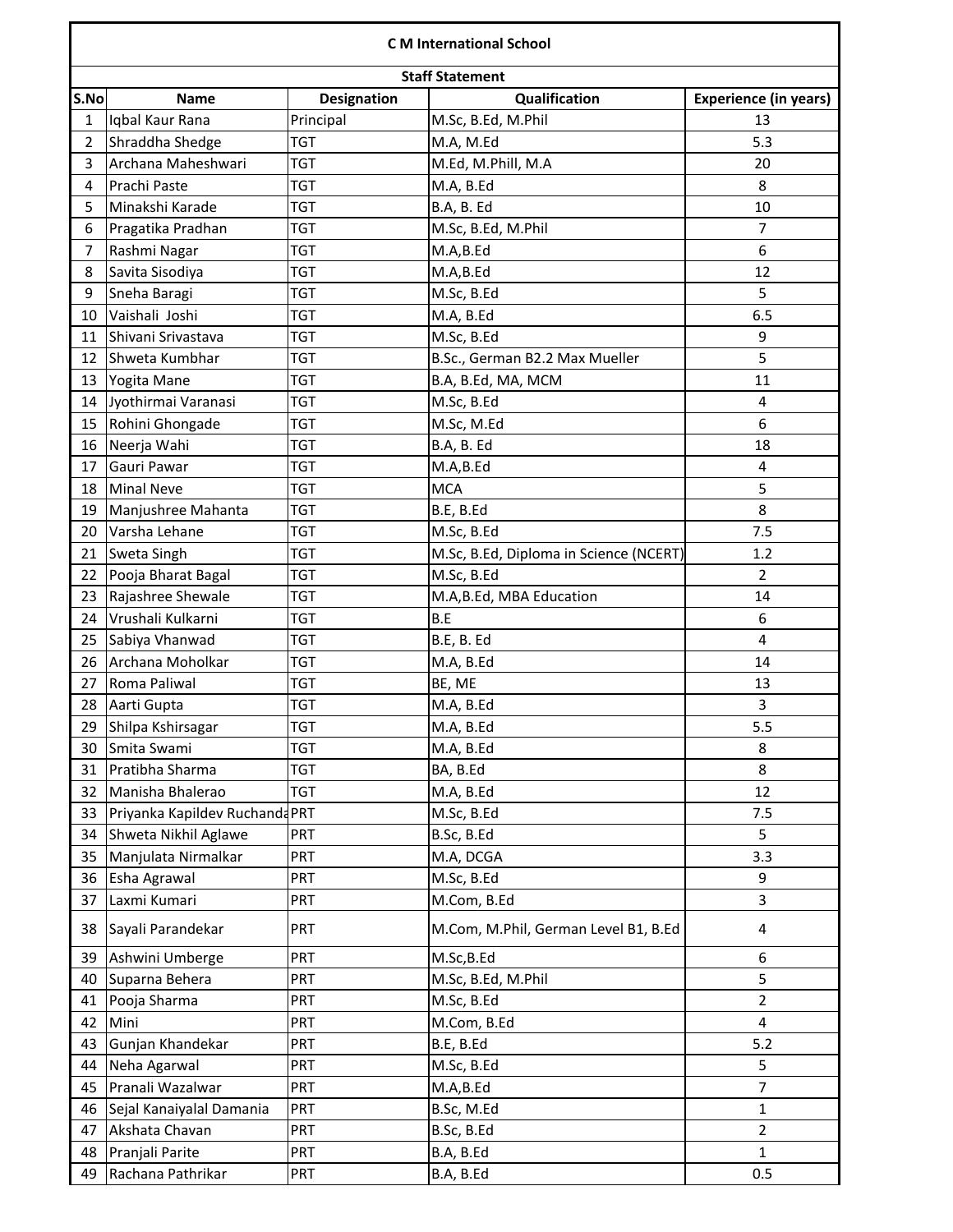# C M International School

## Staff Statement

| S.No | Name | Designation | Qualification | Experience (in years) |
|---|---|---|---|---|
| 1 | Iqbal Kaur Rana | Principal | M.Sc, B.Ed, M.Phil | 13 |
| 2 | Shraddha Shedge | TGT | M.A, M.Ed | 5.3 |
| 3 | Archana Maheshwari | TGT | M.Ed, M.Phill, M.A | 20 |
| 4 | Prachi Paste | TGT | M.A, B.Ed | 8 |
| 5 | Minakshi Karade | TGT | B.A, B. Ed | 10 |
| 6 | Pragatika Pradhan | TGT | M.Sc, B.Ed, M.Phil | 7 |
| 7 | Rashmi Nagar | TGT | M.A,B.Ed | 6 |
| 8 | Savita Sisodiya | TGT | M.A,B.Ed | 12 |
| 9 | Sneha Baragi | TGT | M.Sc, B.Ed | 5 |
| 10 | Vaishali Joshi | TGT | M.A, B.Ed | 6.5 |
| 11 | Shivani Srivastava | TGT | M.Sc, B.Ed | 9 |
| 12 | Shweta Kumbhar | TGT | B.Sc., German B2.2 Max Mueller | 5 |
| 13 | Yogita Mane | TGT | B.A, B.Ed, MA, MCM | 11 |
| 14 | Jyothirmai Varanasi | TGT | M.Sc, B.Ed | 4 |
| 15 | Rohini Ghongade | TGT | M.Sc, M.Ed | 6 |
| 16 | Neerja Wahi | TGT | B.A, B. Ed | 18 |
| 17 | Gauri Pawar | TGT | M.A,B.Ed | 4 |
| 18 | Minal Neve | TGT | MCA | 5 |
| 19 | Manjushree Mahanta | TGT | B.E, B.Ed | 8 |
| 20 | Varsha Lehane | TGT | M.Sc, B.Ed | 7.5 |
| 21 | Sweta Singh | TGT | M.Sc, B.Ed, Diploma in Science (NCERT) | 1.2 |
| 22 | Pooja Bharat Bagal | TGT | M.Sc, B.Ed | 2 |
| 23 | Rajashree Shewale | TGT | M.A,B.Ed, MBA Education | 14 |
| 24 | Vrushali Kulkarni | TGT | B.E | 6 |
| 25 | Sabiya Vhanwad | TGT | B.E, B. Ed | 4 |
| 26 | Archana Moholkar | TGT | M.A, B.Ed | 14 |
| 27 | Roma Paliwal | TGT | BE, ME | 13 |
| 28 | Aarti Gupta | TGT | M.A, B.Ed | 3 |
| 29 | Shilpa Kshirsagar | TGT | M.A, B.Ed | 5.5 |
| 30 | Smita Swami | TGT | M.A, B.Ed | 8 |
| 31 | Pratibha Sharma | TGT | BA, B.Ed | 8 |
| 32 | Manisha Bhalerao | TGT | M.A, B.Ed | 12 |
| 33 | Priyanka Kapildev Ruchanda | PRT | M.Sc, B.Ed | 7.5 |
| 34 | Shweta Nikhil Aglawe | PRT | B.Sc, B.Ed | 5 |
| 35 | Manjulata Nirmalkar | PRT | M.A, DCGA | 3.3 |
| 36 | Esha Agrawal | PRT | M.Sc, B.Ed | 9 |
| 37 | Laxmi Kumari | PRT | M.Com, B.Ed | 3 |
| 38 | Sayali Parandekar | PRT | M.Com, M.Phil, German Level B1, B.Ed | 4 |
| 39 | Ashwini Umberge | PRT | M.Sc,B.Ed | 6 |
| 40 | Suparna Behera | PRT | M.Sc, B.Ed, M.Phil | 5 |
| 41 | Pooja Sharma | PRT | M.Sc, B.Ed | 2 |
| 42 | Mini | PRT | M.Com, B.Ed | 4 |
| 43 | Gunjan Khandekar | PRT | B.E, B.Ed | 5.2 |
| 44 | Neha Agarwal | PRT | M.Sc, B.Ed | 5 |
| 45 | Pranali Wazalwar | PRT | M.A,B.Ed | 7 |
| 46 | Sejal Kanaiyalal Damania | PRT | B.Sc, M.Ed | 1 |
| 47 | Akshata Chavan | PRT | B.Sc, B.Ed | 2 |
| 48 | Pranjali Parite | PRT | B.A, B.Ed | 1 |
| 49 | Rachana Pathrikar | PRT | B.A, B.Ed | 0.5 |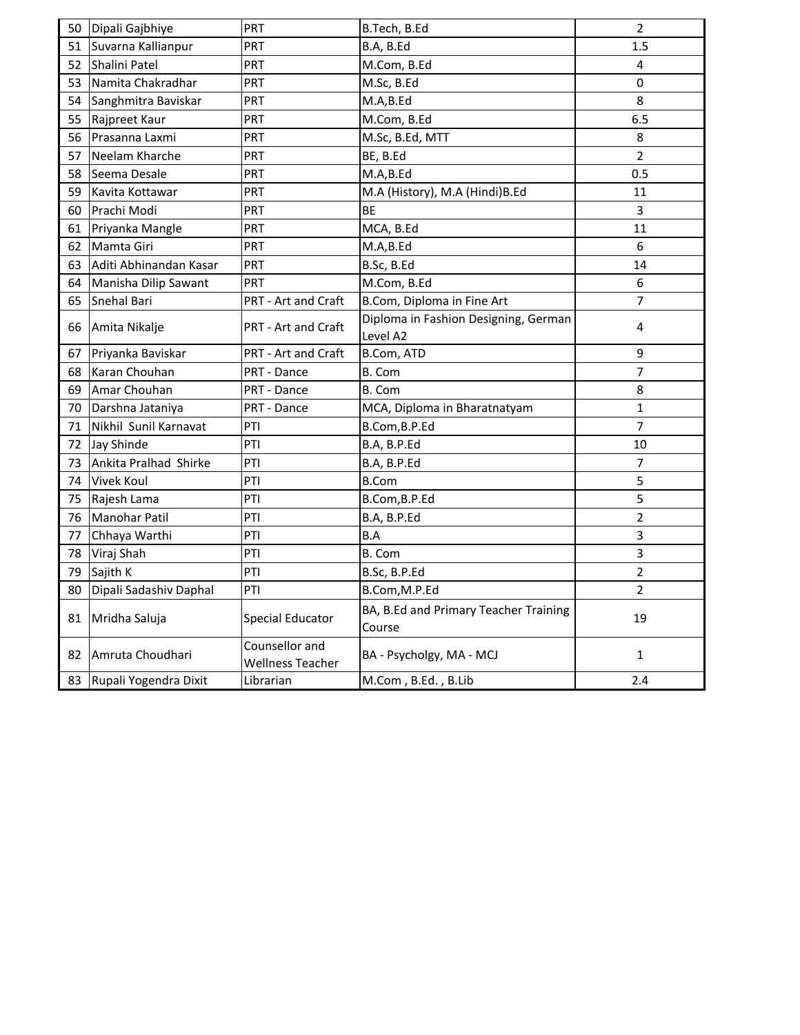| | | | | |
|---|---|---|---|---|
| 50 | Dipali Gajbhiye | PRT | B.Tech, B.Ed | 2 |
| 51 | Suvarna Kallianpur | PRT | B.A, B.Ed | 1.5 |
| 52 | Shalini Patel | PRT | M.Com, B.Ed | 4 |
| 53 | Namita Chakradhar | PRT | M.Sc, B.Ed | 0 |
| 54 | Sanghmitra Baviskar | PRT | M.A,B.Ed | 8 |
| 55 | Rajpreet Kaur | PRT | M.Com, B.Ed | 6.5 |
| 56 | Prasanna Laxmi | PRT | M.Sc, B.Ed, MTT | 8 |
| 57 | Neelam Kharche | PRT | BE, B.Ed | 2 |
| 58 | Seema Desale | PRT | M.A,B.Ed | 0.5 |
| 59 | Kavita Kottawar | PRT | M.A (History), M.A (Hindi)B.Ed | 11 |
| 60 | Prachi Modi | PRT | BE | 3 |
| 61 | Priyanka Mangle | PRT | MCA, B.Ed | 11 |
| 62 | Mamta Giri | PRT | M.A,B.Ed | 6 |
| 63 | Aditi Abhinandan Kasar | PRT | B.Sc, B.Ed | 14 |
| 64 | Manisha Dilip Sawant | PRT | M.Com, B.Ed | 6 |
| 65 | Snehal Bari | PRT - Art and Craft | B.Com, Diploma in Fine Art | 7 |
| 66 | Amita Nikalje | PRT - Art and Craft | Diploma in Fashion Designing, German Level A2 | 4 |
| 67 | Priyanka Baviskar | PRT - Art and Craft | B.Com, ATD | 9 |
| 68 | Karan Chouhan | PRT - Dance | B. Com | 7 |
| 69 | Amar Chouhan | PRT - Dance | B. Com | 8 |
| 70 | Darshna Jataniya | PRT - Dance | MCA, Diploma in Bharatnatyam | 1 |
| 71 | Nikhil Sunil Karnavat | PTI | B.Com,B.P.Ed | 7 |
| 72 | Jay Shinde | PTI | B.A, B.P.Ed | 10 |
| 73 | Ankita Pralhad Shirke | PTI | B.A, B.P.Ed | 7 |
| 74 | Vivek Koul | PTI | B.Com | 5 |
| 75 | Rajesh Lama | PTI | B.Com,B.P.Ed | 5 |
| 76 | Manohar Patil | PTI | B.A, B.P.Ed | 2 |
| 77 | Chhaya Warthi | PTI | B.A | 3 |
| 78 | Viraj Shah | PTI | B. Com | 3 |
| 79 | Sajith K | PTI | B.Sc, B.P.Ed | 2 |
| 80 | Dipali Sadashiv Daphal | PTI | B.Com,M.P.Ed | 2 |
| 81 | Mridha Saluja | Special Educator | BA, B.Ed and Primary Teacher Training Course | 19 |
| 82 | Amruta Choudhari | Counsellor and Wellness Teacher | BA - Psycholgy, MA - MCJ | 1 |
| 83 | Rupali Yogendra Dixit | Librarian | M.Com , B.Ed. , B.Lib | 2.4 |